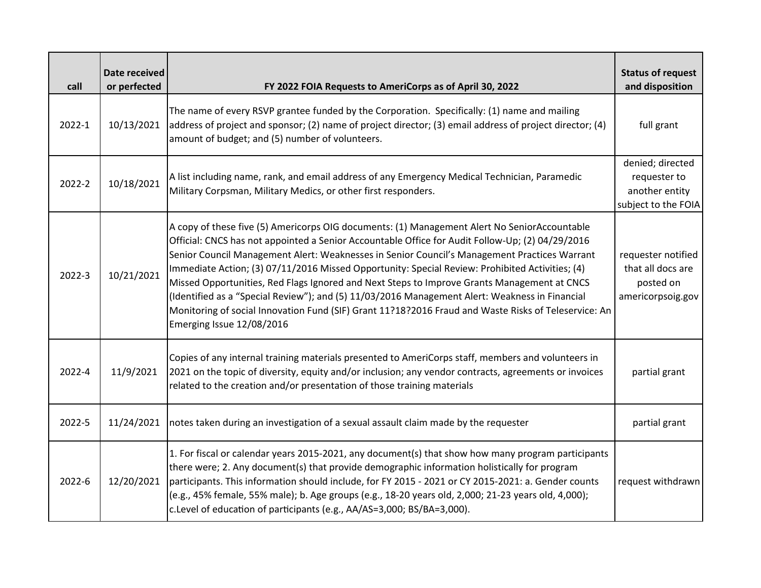| call | Date received or perfected | FY 2022 FOIA Requests to AmeriCorps as of April 30, 2022 | Status of request and disposition |
|---|---|---|---|
| 2022-1 | 10/13/2021 | The name of every RSVP grantee funded by the Corporation. Specifically: (1) name and mailing address of project and sponsor; (2) name of project director; (3) email address of project director; (4) amount of budget; and (5) number of volunteers. | full grant |
| 2022-2 | 10/18/2021 | A list including name, rank, and email address of any Emergency Medical Technician, Paramedic Military Corpsman, Military Medics, or other first responders. | denied; directed requester to another entity subject to the FOIA |
| 2022-3 | 10/21/2021 | A copy of these five (5) Americorps OIG documents: (1) Management Alert No SeniorAccountable Official: CNCS has not appointed a Senior Accountable Office for Audit Follow-Up; (2) 04/29/2016 Senior Council Management Alert: Weaknesses in Senior Council's Management Practices Warrant Immediate Action; (3) 07/11/2016 Missed Opportunity: Special Review: Prohibited Activities; (4) Missed Opportunities, Red Flags Ignored and Next Steps to Improve Grants Management at CNCS (Identified as a "Special Review"); and (5) 11/03/2016 Management Alert: Weakness in Financial Monitoring of social Innovation Fund (SIF) Grant 11?18?2016 Fraud and Waste Risks of Teleservice: An Emerging Issue 12/08/2016 | requester notified that all docs are posted on americorpsoig.gov |
| 2022-4 | 11/9/2021 | Copies of any internal training materials presented to AmeriCorps staff, members and volunteers in 2021 on the topic of diversity, equity and/or inclusion; any vendor contracts, agreements or invoices related to the creation and/or presentation of those training materials | partial grant |
| 2022-5 | 11/24/2021 | notes taken during an investigation of a sexual assault claim made by the requester | partial grant |
| 2022-6 | 12/20/2021 | 1. For fiscal or calendar years 2015-2021, any document(s) that show how many program participants there were; 2. Any document(s) that provide demographic information holistically for program participants. This information should include, for FY 2015 - 2021 or CY 2015-2021: a. Gender counts (e.g., 45% female, 55% male); b. Age groups (e.g., 18-20 years old, 2,000; 21-23 years old, 4,000); c.Level of education of participants (e.g., AA/AS=3,000; BS/BA=3,000). | request withdrawn |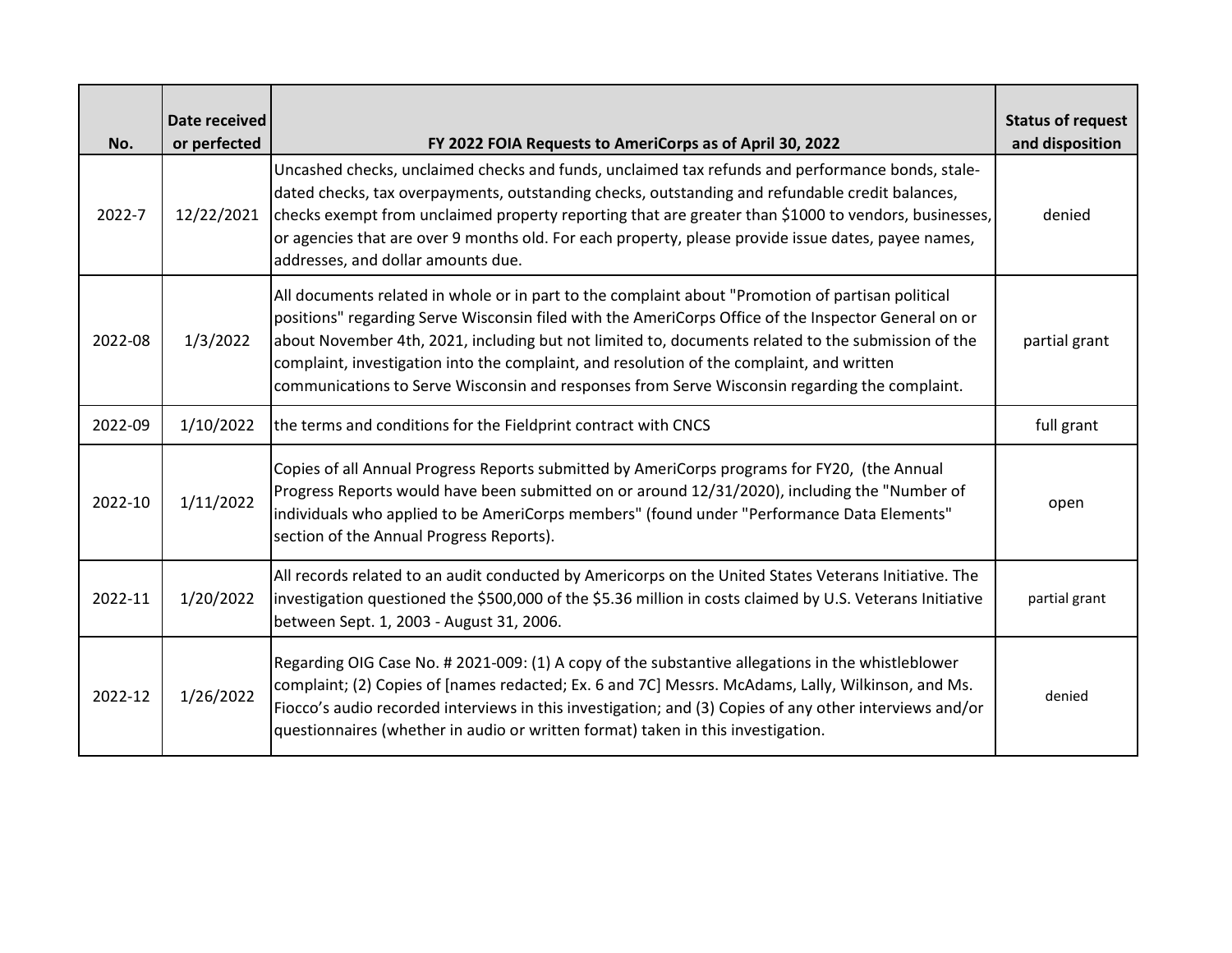| No. | Date received or perfected | FY 2022 FOIA Requests to AmeriCorps as of April 30, 2022 | Status of request and disposition |
|---|---|---|---|
| 2022-7 | 12/22/2021 | Uncashed checks, unclaimed checks and funds, unclaimed tax refunds and performance bonds, stale-dated checks, tax overpayments, outstanding checks, outstanding and refundable credit balances, checks exempt from unclaimed property reporting that are greater than $1000 to vendors, businesses, or agencies that are over 9 months old. For each property, please provide issue dates, payee names, addresses, and dollar amounts due. | denied |
| 2022-08 | 1/3/2022 | All documents related in whole or in part to the complaint about "Promotion of partisan political positions" regarding Serve Wisconsin filed with the AmeriCorps Office of the Inspector General on or about November 4th, 2021, including but not limited to, documents related to the submission of the complaint, investigation into the complaint, and resolution of the complaint, and written communications to Serve Wisconsin and responses from Serve Wisconsin regarding the complaint. | partial grant |
| 2022-09 | 1/10/2022 | the terms and conditions for the Fieldprint contract with CNCS | full grant |
| 2022-10 | 1/11/2022 | Copies of all Annual Progress Reports submitted by AmeriCorps programs for FY20, (the Annual Progress Reports would have been submitted on or around 12/31/2020), including the "Number of individuals who applied to be AmeriCorps members" (found under "Performance Data Elements" section of the Annual Progress Reports). | open |
| 2022-11 | 1/20/2022 | All records related to an audit conducted by Americorps on the United States Veterans Initiative. The investigation questioned the $500,000 of the $5.36 million in costs claimed by U.S. Veterans Initiative between Sept. 1, 2003 - August 31, 2006. | partial grant |
| 2022-12 | 1/26/2022 | Regarding OIG Case No. # 2021-009: (1) A copy of the substantive allegations in the whistleblower complaint; (2) Copies of [names redacted; Ex. 6 and 7C] Messrs. McAdams, Lally, Wilkinson, and Ms. Fiocco's audio recorded interviews in this investigation; and (3) Copies of any other interviews and/or questionnaires (whether in audio or written format) taken in this investigation. | denied |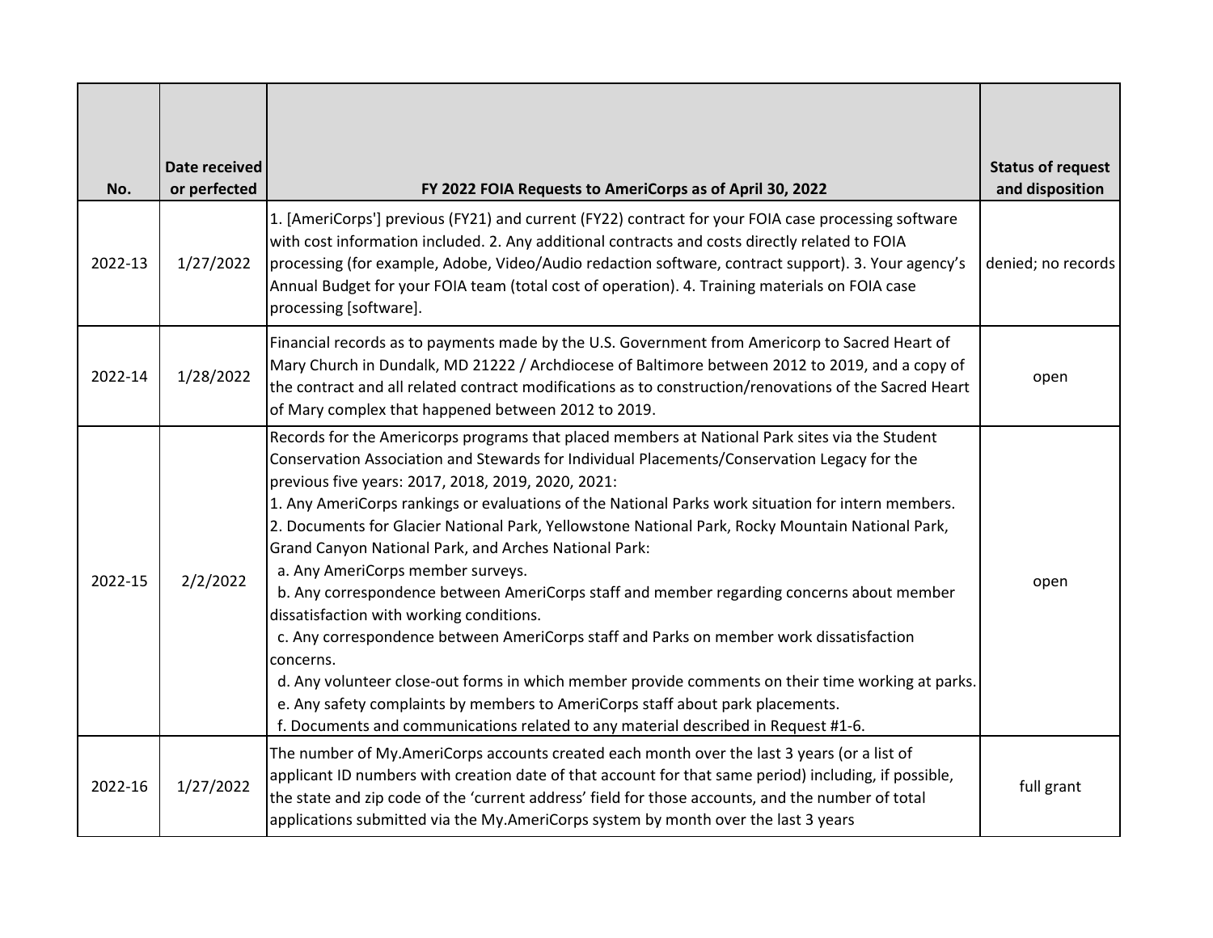| No. | Date received or perfected | FY 2022 FOIA Requests to AmeriCorps as of April 30, 2022 | Status of request and disposition |
|---|---|---|---|
| 2022-13 | 1/27/2022 | 1. [AmeriCorps'] previous (FY21) and current (FY22) contract for your FOIA case processing software with cost information included. 2. Any additional contracts and costs directly related to FOIA processing (for example, Adobe, Video/Audio redaction software, contract support). 3. Your agency's Annual Budget for your FOIA team (total cost of operation). 4. Training materials on FOIA case processing [software]. | denied; no records |
| 2022-14 | 1/28/2022 | Financial records as to payments made by the U.S. Government from Americorp to Sacred Heart of Mary Church in Dundalk, MD 21222 / Archdiocese of Baltimore between 2012 to 2019, and a copy of the contract and all related contract modifications as to construction/renovations of the Sacred Heart of Mary complex that happened between 2012 to 2019. | open |
| 2022-15 | 2/2/2022 | Records for the Americorps programs that placed members at National Park sites via the Student Conservation Association and Stewards for Individual Placements/Conservation Legacy for the previous five years: 2017, 2018, 2019, 2020, 2021:<br>1. Any AmeriCorps rankings or evaluations of the National Parks work situation for intern members.<br>2. Documents for Glacier National Park, Yellowstone National Park, Rocky Mountain National Park, Grand Canyon National Park, and Arches National Park:<br>a. Any AmeriCorps member surveys.<br>b. Any correspondence between AmeriCorps staff and member regarding concerns about member dissatisfaction with working conditions.<br>c. Any correspondence between AmeriCorps staff and Parks on member work dissatisfaction concerns.<br>d. Any volunteer close-out forms in which member provide comments on their time working at parks.<br>e. Any safety complaints by members to AmeriCorps staff about park placements.<br>f. Documents and communications related to any material described in Request #1-6. | open |
| 2022-16 | 1/27/2022 | The number of My.AmeriCorps accounts created each month over the last 3 years (or a list of applicant ID numbers with creation date of that account for that same period) including, if possible, the state and zip code of the 'current address' field for those accounts, and the number of total applications submitted via the My.AmeriCorps system by month over the last 3 years | full grant |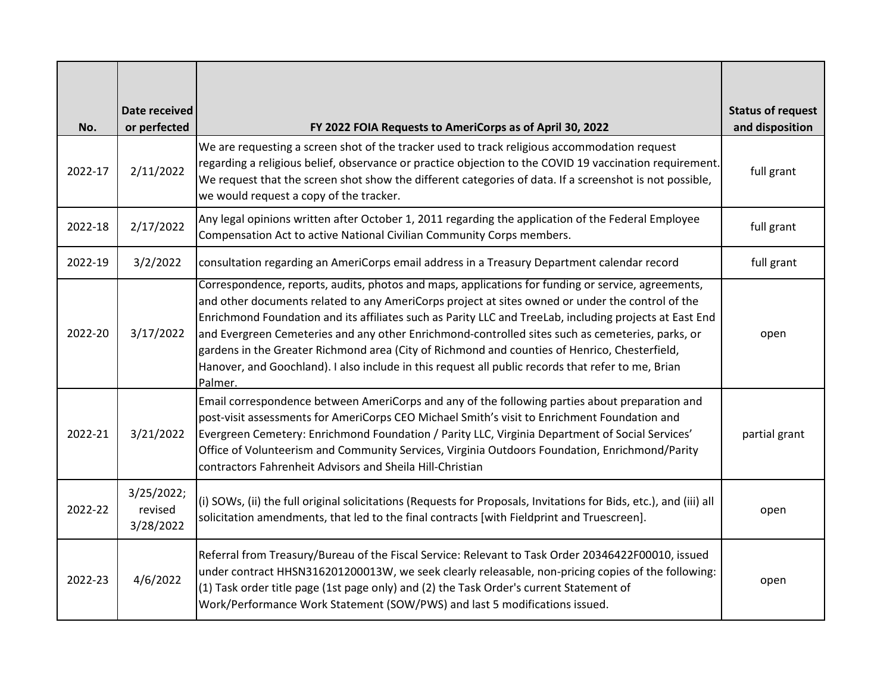| No. | Date received or perfected | FY 2022 FOIA Requests to AmeriCorps as of April 30, 2022 | Status of request and disposition |
|---|---|---|---|
| 2022-17 | 2/11/2022 | We are requesting a screen shot of the tracker used to track religious accommodation request regarding a religious belief, observance or practice objection to the COVID 19 vaccination requirement. We request that the screen shot show the different categories of data. If a screenshot is not possible, we would request a copy of the tracker. | full grant |
| 2022-18 | 2/17/2022 | Any legal opinions written after October 1, 2011 regarding the application of the Federal Employee Compensation Act to active National Civilian Community Corps members. | full grant |
| 2022-19 | 3/2/2022 | consultation regarding an AmeriCorps email address in a Treasury Department calendar record | full grant |
| 2022-20 | 3/17/2022 | Correspondence, reports, audits, photos and maps, applications for funding or service, agreements, and other documents related to any AmeriCorps project at sites owned or under the control of the Enrichmond Foundation and its affiliates such as Parity LLC and TreeLab, including projects at East End and Evergreen Cemeteries and any other Enrichmond-controlled sites such as cemeteries, parks, or gardens in the Greater Richmond area (City of Richmond and counties of Henrico, Chesterfield, Hanover, and Goochland). I also include in this request all public records that refer to me, Brian Palmer. | open |
| 2022-21 | 3/21/2022 | Email correspondence between AmeriCorps and any of the following parties about preparation and post-visit assessments for AmeriCorps CEO Michael Smith's visit to Enrichment Foundation and Evergreen Cemetery: Enrichmond Foundation / Parity LLC, Virginia Department of Social Services' Office of Volunteerism and Community Services, Virginia Outdoors Foundation, Enrichmond/Parity contractors Fahrenheit Advisors and Sheila Hill-Christian | partial grant |
| 2022-22 | 3/25/2022; revised 3/28/2022 | (i) SOWs, (ii) the full original solicitations (Requests for Proposals, Invitations for Bids, etc.), and (iii) all solicitation amendments, that led to the final contracts [with Fieldprint and Truescreen]. | open |
| 2022-23 | 4/6/2022 | Referral from Treasury/Bureau of the Fiscal Service: Relevant to Task Order 20346422F00010, issued under contract HHSN316201200013W, we seek clearly releasable, non-pricing copies of the following: (1) Task order title page (1st page only) and (2) the Task Order's current Statement of Work/Performance Work Statement (SOW/PWS) and last 5 modifications issued. | open |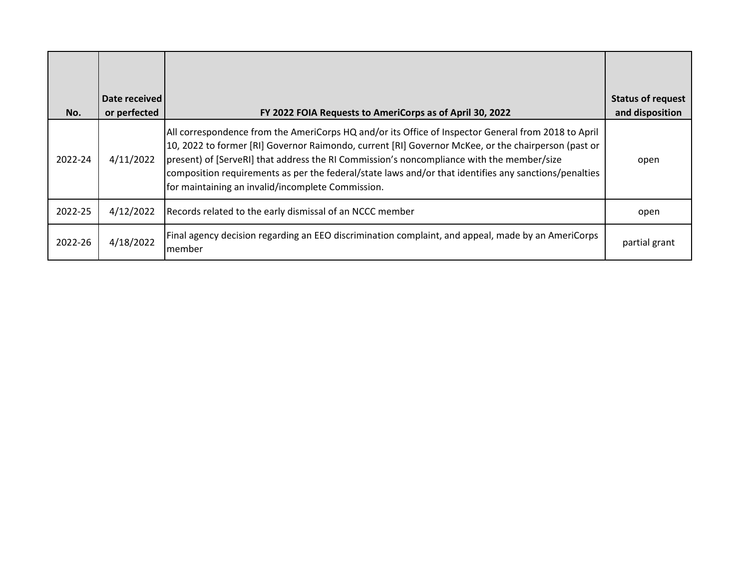| No. | Date received or perfected | FY 2022 FOIA Requests to AmeriCorps as of April 30, 2022 | Status of request and disposition |
|---|---|---|---|
| 2022-24 | 4/11/2022 | All correspondence from the AmeriCorps HQ and/or its Office of Inspector General from 2018 to April 10, 2022 to former [RI] Governor Raimondo, current [RI] Governor McKee, or the chairperson (past or present) of [ServeRI] that address the RI Commission's noncompliance with the member/size composition requirements as per the federal/state laws and/or that identifies any sanctions/penalties for maintaining an invalid/incomplete Commission. | open |
| 2022-25 | 4/12/2022 | Records related to the early dismissal of an NCCC member | open |
| 2022-26 | 4/18/2022 | Final agency decision regarding an EEO discrimination complaint, and appeal, made by an AmeriCorps member | partial grant |